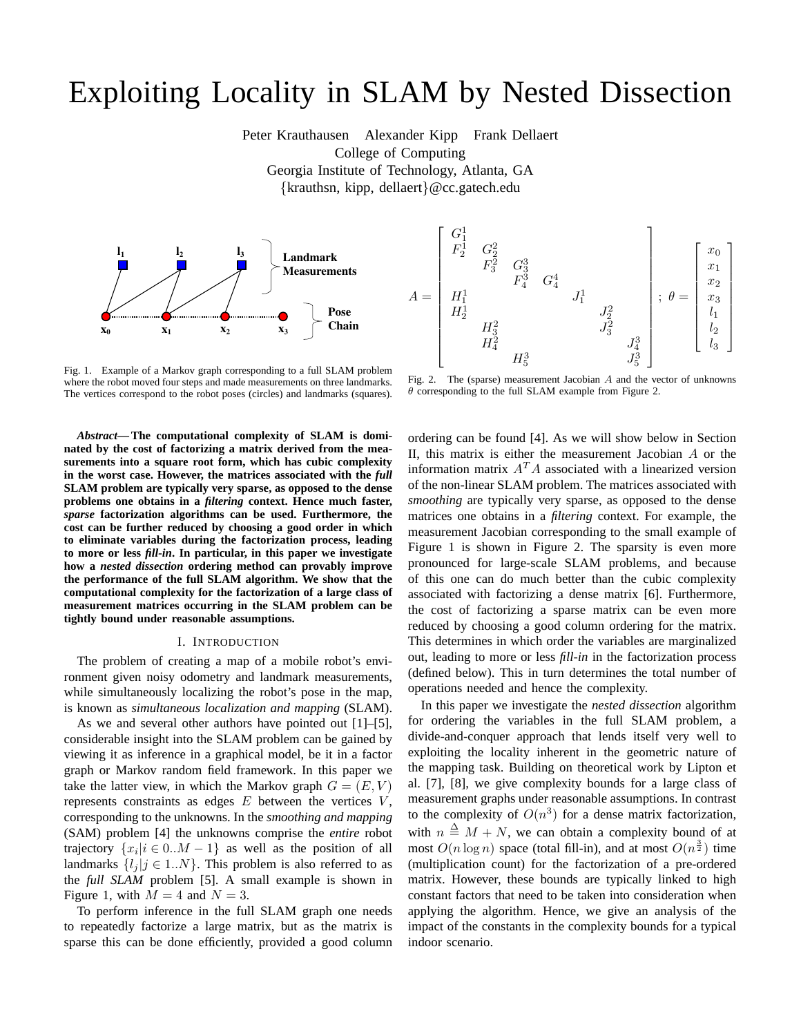# Exploiting Locality in SLAM by Nested Dissection

Peter Krauthausen Alexander Kipp Frank Dellaert
College of Computing
Georgia Institute of Technology, Atlanta, GA
{krauthsn, kipp, dellaert}@cc.gatech.edu

Fig. 1. Example of a Markov graph corresponding to a full SLAM problem where the robot moved four steps and made measurements on three landmarks. The vertices correspond to the robot poses (circles) and landmarks (squares).

$$A = \begin{bmatrix} G_1^1 & & & & & & \\ F_2^1 & G_2^2 & & & & & \\ & F_3^2 & G_3^3 & & & & \\ & & F_4^3 & G_4^4 & & & \\ H_1^1 & & & & J_1^1 & & \\ H_2^1 & & & & & J_2^2 & \\ & H_3^2 & & & & J_3^2 & \\ & H_4^2 & & & & & J_4^3 \\ & & H_5^3 & & & & J_5^3 \end{bmatrix}; \ \theta = \begin{bmatrix} x_0 \\ x_1 \\ x_2 \\ x_3 \\ l_1 \\ l_2 \\ l_3 \end{bmatrix}$$

Fig. 2. The (sparse) measurement Jacobian $A$ and the vector of unknowns $\theta$ corresponding to the full SLAM example from Figure 2.

***Abstract*— The computational complexity of SLAM is dominated by the cost of factorizing a matrix derived from the measurements into a square root form, which has cubic complexity in the worst case. However, the matrices associated with the *full* SLAM problem are typically very sparse, as opposed to the dense problems one obtains in a *filtering* context. Hence much faster, *sparse* factorization algorithms can be used. Furthermore, the cost can be further reduced by choosing a good order in which to eliminate variables during the factorization process, leading to more or less *fill-in*. In particular, in this paper we investigate how a *nested dissection* ordering method can provably improve the performance of the full SLAM algorithm. We show that the computational complexity for the factorization of a large class of measurement matrices occurring in the SLAM problem can be tightly bound under reasonable assumptions.**

## I. Introduction

The problem of creating a map of a mobile robot's environment given noisy odometry and landmark measurements, while simultaneously localizing the robot's pose in the map, is known as *simultaneous localization and mapping* (SLAM).

As we and several other authors have pointed out [1]–[5], considerable insight into the SLAM problem can be gained by viewing it as inference in a graphical model, be it in a factor graph or Markov random field framework. In this paper we take the latter view, in which the Markov graph $G = (E, V)$ represents constraints as edges $E$ between the vertices $V$, corresponding to the unknowns. In the *smoothing and mapping* (SAM) problem [4] the unknowns comprise the *entire* robot trajectory $\{x_i | i \in 0..M-1\}$ as well as the position of all landmarks $\{l_j | j \in 1..N\}$. This problem is also referred to as the *full SLAM* problem [5]. A small example is shown in Figure 1, with $M = 4$ and $N = 3$.

To perform inference in the full SLAM graph one needs to repeatedly factorize a large matrix, but as the matrix is sparse this can be done efficiently, provided a good column ordering can be found [4]. As we will show below in Section II, this matrix is either the measurement Jacobian $A$ or the information matrix $A^T A$ associated with a linearized version of the non-linear SLAM problem. The matrices associated with *smoothing* are typically very sparse, as opposed to the dense matrices one obtains in a *filtering* context. For example, the measurement Jacobian corresponding to the small example of Figure 1 is shown in Figure 2. The sparsity is even more pronounced for large-scale SLAM problems, and because of this one can do much better than the cubic complexity associated with factorizing a dense matrix [6]. Furthermore, the cost of factorizing a sparse matrix can be even more reduced by choosing a good column ordering for the matrix. This determines in which order the variables are marginalized out, leading to more or less ***fill-in*** in the factorization process (defined below). This in turn determines the total number of operations needed and hence the complexity.

In this paper we investigate the *nested dissection* algorithm for ordering the variables in the full SLAM problem, a divide-and-conquer approach that lends itself very well to exploiting the locality inherent in the geometric nature of the mapping task. Building on theoretical work by Lipton et al. [7], [8], we give complexity bounds for a large class of measurement graphs under reasonable assumptions. In contrast to the complexity of $O(n^3)$ for a dense matrix factorization, with $n \triangleq M + N$, we can obtain a complexity bound of at most $O(n \log n)$ space (total fill-in), and at most $O(n^{\frac{3}{2}})$ time (multiplication count) for the factorization of a pre-ordered matrix. However, these bounds are typically linked to high constant factors that need to be taken into consideration when applying the algorithm. Hence, we give an analysis of the impact of the constants in the complexity bounds for a typical indoor scenario.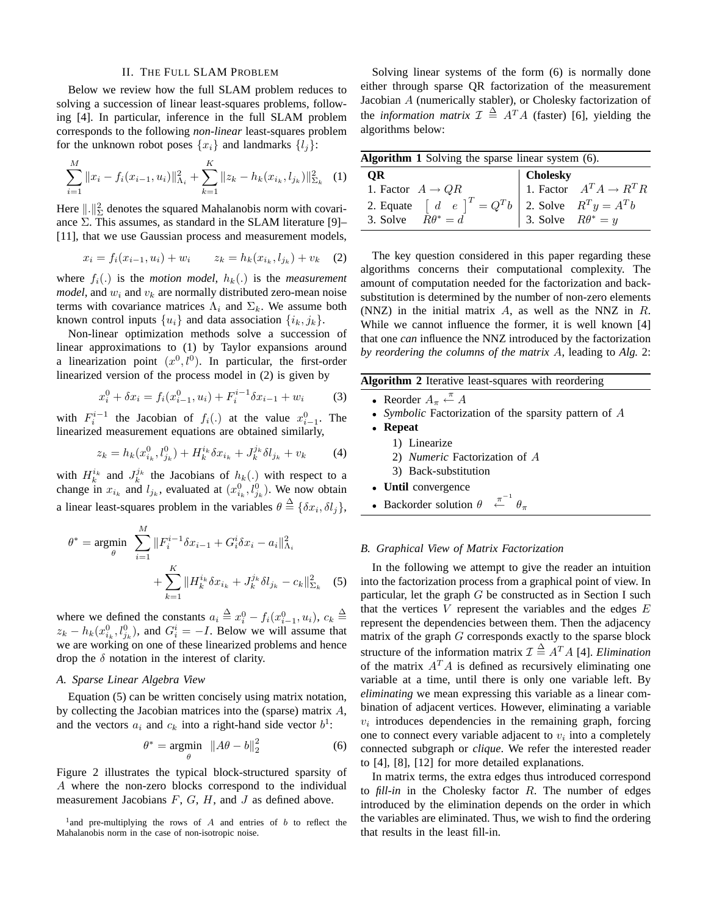## II. The Full SLAM Problem

Below we review how the full SLAM problem reduces to solving a succession of linear least-squares problems, following [4]. In particular, inference in the full SLAM problem corresponds to the following *non-linear* least-squares problem for the unknown robot poses $\{x_i\}$ and landmarks $\{l_j\}$:

$$\sum_{i=1}^{M} \|x_i - f_i(x_{i-1}, u_i)\|_{\Lambda_i}^2 + \sum_{k=1}^{K} \|z_k - h_k(x_{i_k}, l_{j_k})\|_{\Sigma_k}^2 \quad (1)$$

Here $\|.\|_\Sigma^2$ denotes the squared Mahalanobis norm with covariance $\Sigma$. This assumes, as standard in the SLAM literature [9]–[11], that we use Gaussian process and measurement models,

$$x_i = f_i(x_{i-1}, u_i) + w_i \qquad z_k = h_k(x_{i_k}, l_{j_k}) + v_k \quad (2)$$

where $f_i(.)$ is the *motion model*, $h_k(.)$ is the *measurement model*, and $w_i$ and $v_k$ are normally distributed zero-mean noise terms with covariance matrices $\Lambda_i$ and $\Sigma_k$. We assume both known control inputs $\{u_i\}$ and data association $\{i_k, j_k\}$.

Non-linear optimization methods solve a succession of linear approximations to (1) by Taylor expansions around a linearization point $(x^0, l^0)$. In particular, the first-order linearized version of the process model in (2) is given by

$$x_i^0 + \delta x_i = f_i(x_{i-1}^0, u_i) + F_i^{i-1} \delta x_{i-1} + w_i \quad (3)$$

with $F_i^{i-1}$ the Jacobian of $f_i(.)$ at the value $x_{i-1}^0$. The linearized measurement equations are obtained similarly,

$$z_k = h_k(x_{i_k}^0, l_{j_k}^0) + H_k^{i_k} \delta x_{i_k} + J_k^{j_k} \delta l_{j_k} + v_k \quad (4)$$

with $H_k^{i_k}$ and $J_k^{j_k}$ the Jacobians of $h_k(.)$ with respect to a change in $x_{i_k}$ and $l_{j_k}$, evaluated at $(x_{i_k}^0, l_{j_k}^0)$. We now obtain a linear least-squares problem in the variables $\theta \triangleq \{\delta x_i, \delta l_j\}$,

$$\theta^* = \underset{\theta}{\operatorname{argmin}} \sum_{i=1}^{M} \|F_i^{i-1} \delta x_{i-1} + G_i^i \delta x_i - a_i\|_{\Lambda_i}^2 + \sum_{k=1}^{K} \|H_k^{i_k} \delta x_{i_k} + J_k^{j_k} \delta l_{j_k} - c_k\|_{\Sigma_k}^2 \quad (5)$$

where we defined the constants $a_i \triangleq x_i^0 - f_i(x_{i-1}^0, u_i)$, $c_k \triangleq z_k - h_k(x_{i_k}^0, l_{j_k}^0)$, and $G_i^i = -I$. Below we will assume that we are working on one of these linearized problems and hence drop the $\delta$ notation in the interest of clarity.

### A. Sparse Linear Algebra View

Equation (5) can be written concisely using matrix notation, by collecting the Jacobian matrices into the (sparse) matrix $A$, and the vectors $a_i$ and $c_k$ into a right-hand side vector $b$[1]:

$$\theta^* = \underset{\theta}{\operatorname{argmin}} \ \|A\theta - b\|_2^2 \quad (6)$$

Figure 2 illustrates the typical block-structured sparsity of $A$ where the non-zero blocks correspond to the individual measurement Jacobians $F$, $G$, $H$, and $J$ as defined above.

[1] and pre-multiplying the rows of $A$ and entries of $b$ to reflect the Mahalanobis norm in the case of non-isotropic noise.

Solving linear systems of the form (6) is normally done either through sparse QR factorization of the measurement Jacobian $A$ (numerically stabler), or Cholesky factorization of the *information matrix* $\mathcal{I} \triangleq A^T A$ (faster) [6], yielding the algorithms below:

**Algorithm 1** Solving the sparse linear system (6).

| **QR** | **Cholesky** |
|---|---|
| 1. Factor $A \rightarrow QR$ | 1. Factor $A^T A \rightarrow R^T R$ |
| 2. Equate $\begin{bmatrix} d & e \end{bmatrix}^T = Q^T b$ | 2. Solve $R^T y = A^T b$ |
| 3. Solve $R\theta^* = d$ | 3. Solve $R\theta^* = y$ |

The key question considered in this paper regarding these algorithms concerns their computational complexity. The amount of computation needed for the factorization and back-substitution is determined by the number of non-zero elements (NNZ) in the initial matrix $A$, as well as the NNZ in $R$. While we cannot influence the former, it is well known [4] that one *can* influence the NNZ introduced by the factorization *by reordering the columns of the matrix* $A$, leading to *Alg.* 2:

**Algorithm 2** Iterative least-squares with reordering

- Reorder $A_\pi \overset{\pi}{\leftarrow} A$
- *Symbolic* Factorization of the sparsity pattern of $A$
- **Repeat**
  1) Linearize
  2) *Numeric* Factorization of $A$
  3) Back-substitution
- **Until** convergence
- Backorder solution $\theta \overset{\pi^{-1}}{\leftarrow} \theta_\pi$

### B. Graphical View of Matrix Factorization

In the following we attempt to give the reader an intuition into the factorization process from a graphical point of view. In particular, let the graph $G$ be constructed as in Section I such that the vertices $V$ represent the variables and the edges $E$ represent the dependencies between them. Then the adjacency matrix of the graph $G$ corresponds exactly to the sparse block structure of the information matrix $\mathcal{I} \triangleq A^T A$ [4]. *Elimination* of the matrix $A^T A$ is defined as recursively eliminating one variable at a time, until there is only one variable left. By *eliminating* we mean expressing this variable as a linear combination of adjacent vertices. However, eliminating a variable $v_i$ introduces dependencies in the remaining graph, forcing one to connect every variable adjacent to $v_i$ into a completely connected subgraph or *clique*. We refer the interested reader to [4], [8], [12] for more detailed explanations.

In matrix terms, the extra edges thus introduced correspond to *fill-in* in the Cholesky factor $R$. The number of edges introduced by the elimination depends on the order in which the variables are eliminated. Thus, we wish to find the ordering that results in the least fill-in.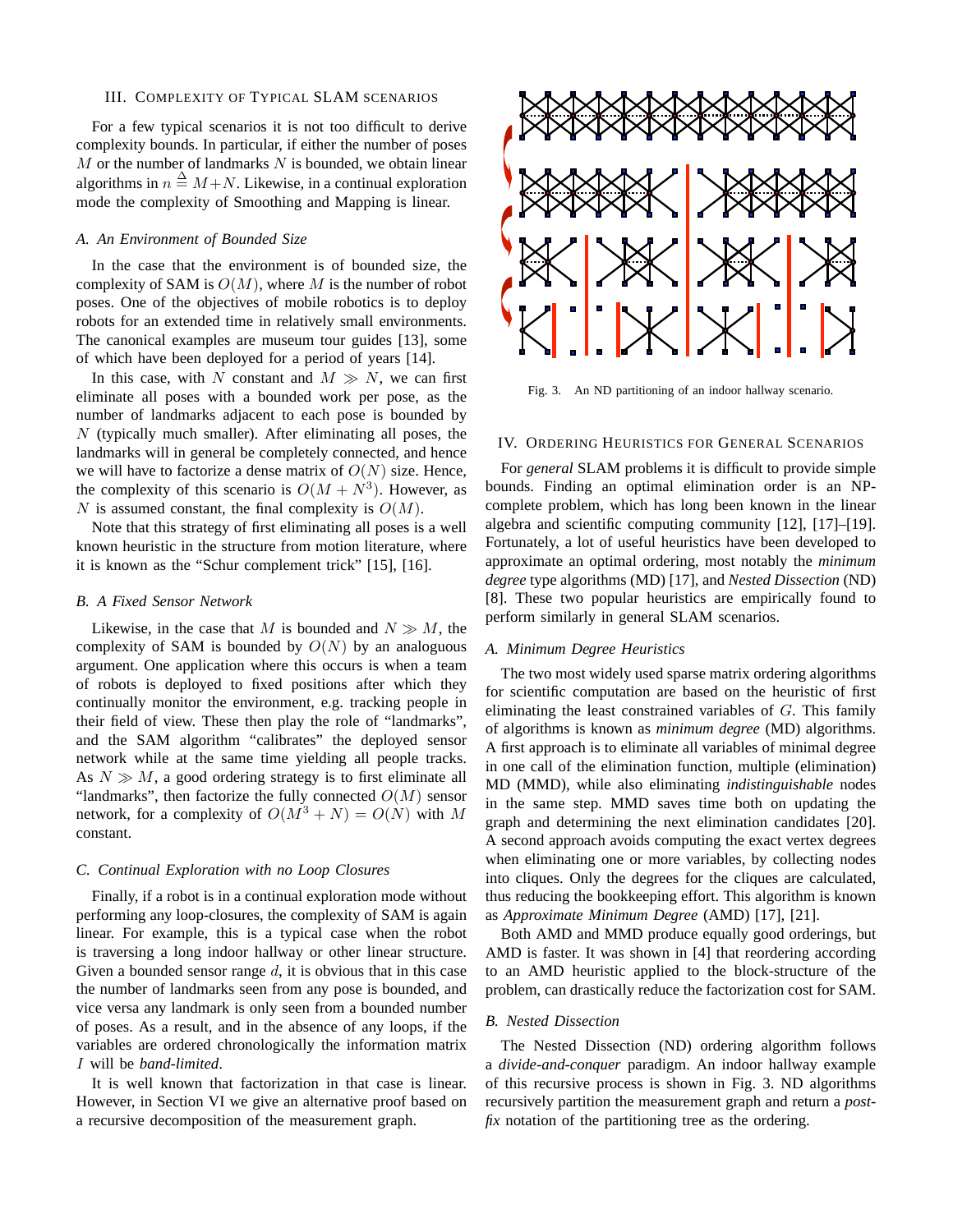## III. Complexity of Typical SLAM Scenarios

For a few typical scenarios it is not too difficult to derive complexity bounds. In particular, if either the number of poses $M$ or the number of landmarks $N$ is bounded, we obtain linear algorithms in $n \stackrel{\Delta}{=} M+N$. Likewise, in a continual exploration mode the complexity of Smoothing and Mapping is linear.

### A. An Environment of Bounded Size

In the case that the environment is of bounded size, the complexity of SAM is $O(M)$, where $M$ is the number of robot poses. One of the objectives of mobile robotics is to deploy robots for an extended time in relatively small environments. The canonical examples are museum tour guides [13], some of which have been deployed for a period of years [14].

In this case, with $N$ constant and $M \gg N$, we can first eliminate all poses with a bounded work per pose, as the number of landmarks adjacent to each pose is bounded by $N$ (typically much smaller). After eliminating all poses, the landmarks will in general be completely connected, and hence we will have to factorize a dense matrix of $O(N)$ size. Hence, the complexity of this scenario is $O(M + N^3)$. However, as $N$ is assumed constant, the final complexity is $O(M)$.

Note that this strategy of first eliminating all poses is a well known heuristic in the structure from motion literature, where it is known as the "Schur complement trick" [15], [16].

### B. A Fixed Sensor Network

Likewise, in the case that $M$ is bounded and $N \gg M$, the complexity of SAM is bounded by $O(N)$ by an analoguous argument. One application where this occurs is when a team of robots is deployed to fixed positions after which they continually monitor the environment, e.g. tracking people in their field of view. These then play the role of "landmarks", and the SAM algorithm "calibrates" the deployed sensor network while at the same time yielding all people tracks. As $N \gg M$, a good ordering strategy is to first eliminate all "landmarks", then factorize the fully connected $O(M)$ sensor network, for a complexity of $O(M^3 + N) = O(N)$ with $M$ constant.

### C. Continual Exploration with no Loop Closures

Finally, if a robot is in a continual exploration mode without performing any loop-closures, the complexity of SAM is again linear. For example, this is a typical case when the robot is traversing a long indoor hallway or other linear structure. Given a bounded sensor range $d$, it is obvious that in this case the number of landmarks seen from any pose is bounded, and vice versa any landmark is only seen from a bounded number of poses. As a result, and in the absence of any loops, if the variables are ordered chronologically the information matrix $I$ will be *band-limited*.

It is well known that factorization in that case is linear. However, in Section VI we give an alternative proof based on a recursive decomposition of the measurement graph.

Fig. 3. An ND partitioning of an indoor hallway scenario.

## IV. Ordering Heuristics for General Scenarios

For *general* SLAM problems it is difficult to provide simple bounds. Finding an optimal elimination order is an NP-complete problem, which has long been known in the linear algebra and scientific computing community [12], [17]–[19]. Fortunately, a lot of useful heuristics have been developed to approximate an optimal ordering, most notably the *minimum degree* type algorithms (MD) [17], and *Nested Dissection* (ND) [8]. These two popular heuristics are empirically found to perform similarly in general SLAM scenarios.

### A. Minimum Degree Heuristics

The two most widely used sparse matrix ordering algorithms for scientific computation are based on the heuristic of first eliminating the least constrained variables of $G$. This family of algorithms is known as *minimum degree* (MD) algorithms. A first approach is to eliminate all variables of minimal degree in one call of the elimination function, multiple (elimination) MD (MMD), while also eliminating *indistinguishable* nodes in the same step. MMD saves time both on updating the graph and determining the next elimination candidates [20]. A second approach avoids computing the exact vertex degrees when eliminating one or more variables, by collecting nodes into cliques. Only the degrees for the cliques are calculated, thus reducing the bookkeeping effort. This algorithm is known as *Approximate Minimum Degree* (AMD) [17], [21].

Both AMD and MMD produce equally good orderings, but AMD is faster. It was shown in [4] that reordering according to an AMD heuristic applied to the block-structure of the problem, can drastically reduce the factorization cost for SAM.

### B. Nested Dissection

The Nested Dissection (ND) ordering algorithm follows a *divide-and-conquer* paradigm. An indoor hallway example of this recursive process is shown in Fig. 3. ND algorithms recursively partition the measurement graph and return a *post-fix* notation of the partitioning tree as the ordering.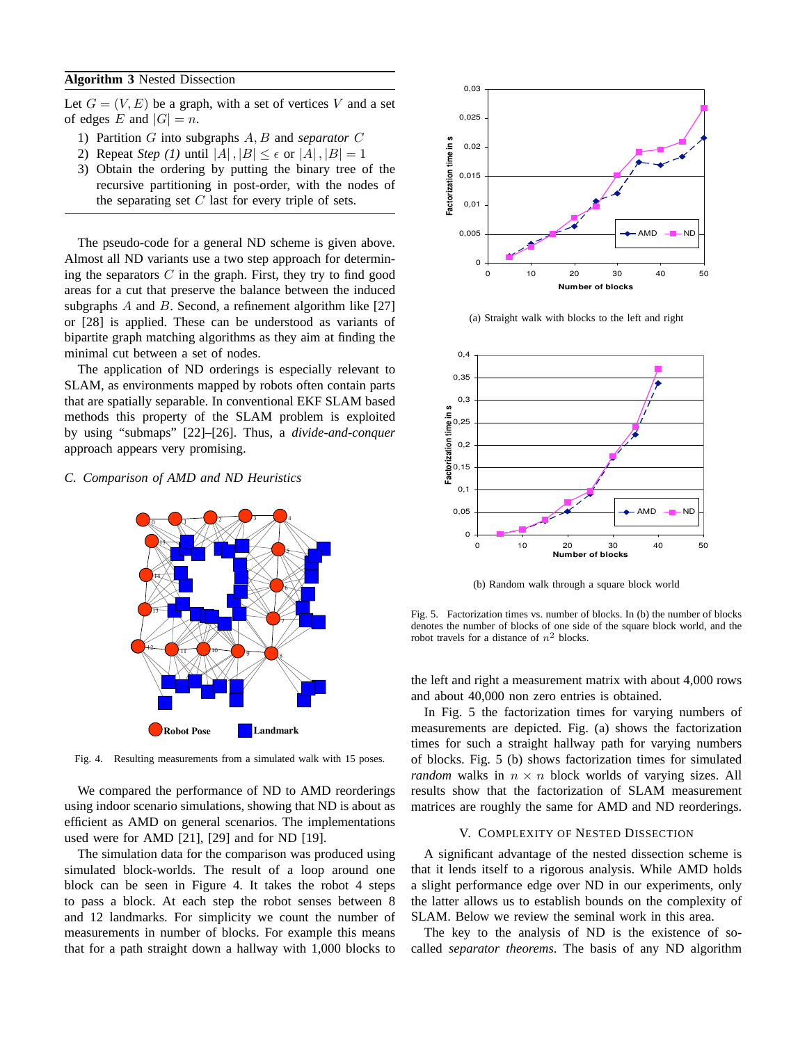**Algorithm 3** Nested Dissection

Let $G = (V, E)$ be a graph, with a set of vertices $V$ and a set of edges $E$ and $|G| = n$.

1) Partition $G$ into subgraphs $A, B$ and *separator* $C$
2) Repeat *Step (1)* until $|A|, |B| \leq \epsilon$ or $|A|, |B| = 1$
3) Obtain the ordering by putting the binary tree of the recursive partitioning in post-order, with the nodes of the separating set $C$ last for every triple of sets.

The pseudo-code for a general ND scheme is given above. Almost all ND variants use a two step approach for determining the separators $C$ in the graph. First, they try to find good areas for a cut that preserve the balance between the induced subgraphs $A$ and $B$. Second, a refinement algorithm like [27] or [28] is applied. These can be understood as variants of bipartite graph matching algorithms as they aim at finding the minimal cut between a set of nodes.

The application of ND orderings is especially relevant to SLAM, as environments mapped by robots often contain parts that are spatially separable. In conventional EKF SLAM based methods this property of the SLAM problem is exploited by using "submaps" [22]–[26]. Thus, a *divide-and-conquer* approach appears very promising.

### C. Comparison of AMD and ND Heuristics

Fig. 4. Resulting measurements from a simulated walk with 15 poses.

We compared the performance of ND to AMD reorderings using indoor scenario simulations, showing that ND is about as efficient as AMD on general scenarios. The implementations used were for AMD [21], [29] and for ND [19].

The simulation data for the comparison was produced using simulated block-worlds. The result of a loop around one block can be seen in Figure 4. It takes the robot 4 steps to pass a block. At each step the robot senses between 8 and 12 landmarks. For simplicity we count the number of measurements in number of blocks. For example this means that for a path straight down a hallway with 1,000 blocks to the left and right a measurement matrix with about 4,000 rows and about 40,000 non zero entries is obtained.

(a) Straight walk with blocks to the left and right

(b) Random walk through a square block world

Fig. 5. Factorization times vs. number of blocks. In (b) the number of blocks denotes the number of blocks of one side of the square block world, and the robot travels for a distance of $n^2$ blocks.

In Fig. 5 the factorization times for varying numbers of measurements are depicted. Fig. (a) shows the factorization times for such a straight hallway path for varying numbers of blocks. Fig. 5 (b) shows factorization times for simulated *random* walks in $n \times n$ block worlds of varying sizes. All results show that the factorization of SLAM measurement matrices are roughly the same for AMD and ND reorderings.

## V. Complexity of Nested Dissection

A significant advantage of the nested dissection scheme is that it lends itself to a rigorous analysis. While AMD holds a slight performance edge over ND in our experiments, only the latter allows us to establish bounds on the complexity of SLAM. Below we review the seminal work in this area.

The key to the analysis of ND is the existence of so-called *separator theorems*. The basis of any ND algorithm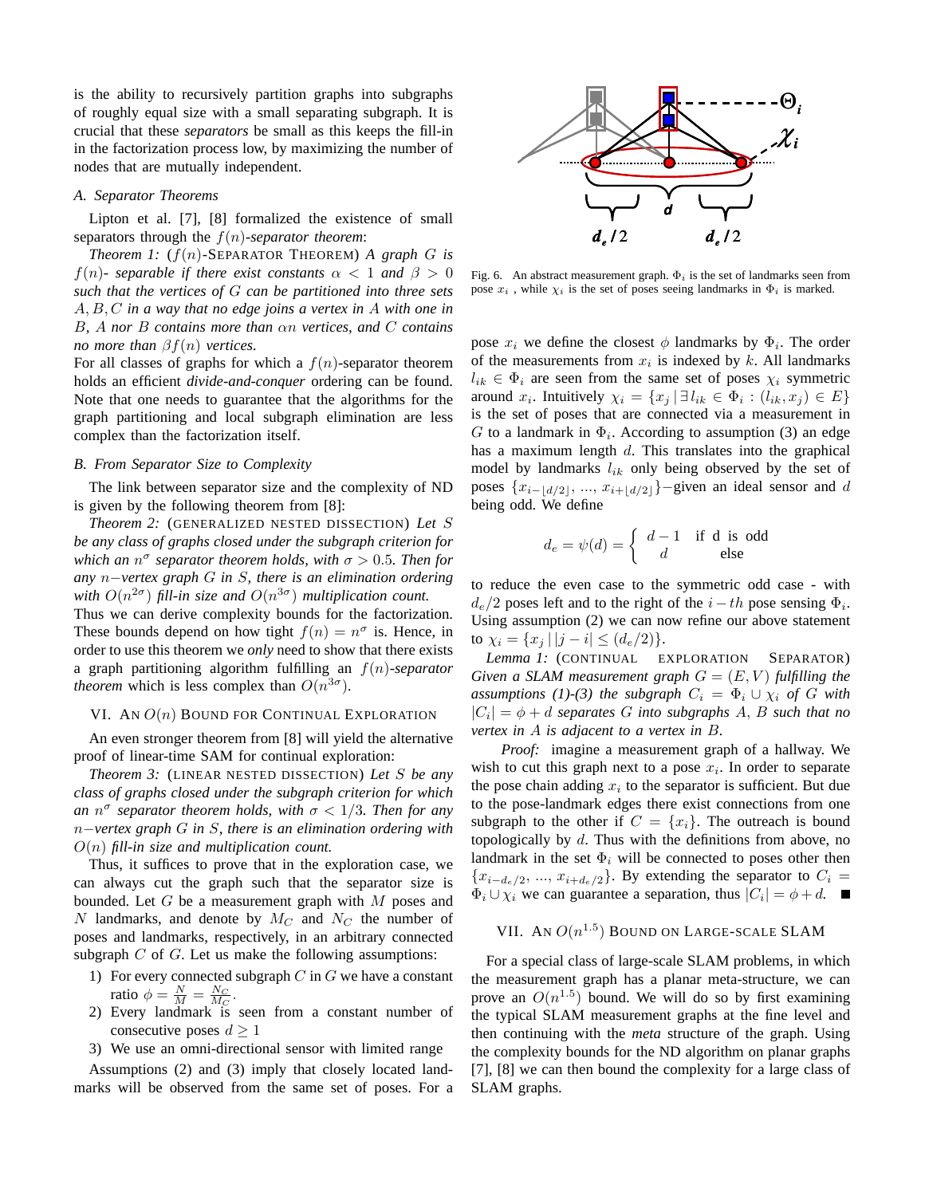is the ability to recursively partition graphs into subgraphs of roughly equal size with a small separating subgraph. It is crucial that these *separators* be small as this keeps the fill-in in the factorization process low, by maximizing the number of nodes that are mutually independent.

### A. Separator Theorems

Lipton et al. [7], [8] formalized the existence of small separators through the $f(n)$*-separator theorem*:

*Theorem 1:* ($f(n)$-SEPARATOR THEOREM) *A graph $G$ is $f(n)$- separable if there exist constants $\alpha < 1$ and $\beta > 0$ such that the vertices of $G$ can be partitioned into three sets $A, B, C$ in a way that no edge joins a vertex in $A$ with one in $B$, $A$ nor $B$ contains more than $\alpha n$ vertices, and $C$ contains no more than $\beta f(n)$ vertices.*

For all classes of graphs for which a $f(n)$-separator theorem holds an efficient *divide-and-conquer* ordering can be found. Note that one needs to guarantee that the algorithms for the graph partitioning and local subgraph elimination are less complex than the factorization itself.

### B. From Separator Size to Complexity

The link between separator size and the complexity of ND is given by the following theorem from [8]:

*Theorem 2:* (GENERALIZED NESTED DISSECTION) *Let $S$ be any class of graphs closed under the subgraph criterion for which an $n^{\sigma}$ separator theorem holds, with $\sigma > 0.5$. Then for any $n-$vertex graph $G$ in $S$, there is an elimination ordering with $O(n^{2\sigma})$ fill-in size and $O(n^{3\sigma})$ multiplication count.*

Thus we can derive complexity bounds for the factorization. These bounds depend on how tight $f(n) = n^{\sigma}$ is. Hence, in order to use this theorem we *only* need to show that there exists a graph partitioning algorithm fulfilling an $f(n)$*-separator theorem* which is less complex than $O(n^{3\sigma})$.

## VI. AN $O(n)$ BOUND FOR CONTINUAL EXPLORATION

An even stronger theorem from [8] will yield the alternative proof of linear-time SAM for continual exploration:

*Theorem 3:* (LINEAR NESTED DISSECTION) *Let $S$ be any class of graphs closed under the subgraph criterion for which an $n^{\sigma}$ separator theorem holds, with $\sigma < 1/3$. Then for any $n-$vertex graph $G$ in $S$, there is an elimination ordering with $O(n)$ fill-in size and multiplication count.*

Thus, it suffices to prove that in the exploration case, we can always cut the graph such that the separator size is bounded. Let $G$ be a measurement graph with $M$ poses and $N$ landmarks, and denote by $M_C$ and $N_C$ the number of poses and landmarks, respectively, in an arbitrary connected subgraph $C$ of $G$. Let us make the following assumptions:

1) For every connected subgraph $C$ in $G$ we have a constant ratio $\phi = \frac{N}{M} = \frac{N_C}{M_C}$.
2) Every landmark is seen from a constant number of consecutive poses $d \geq 1$
3) We use an omni-directional sensor with limited range

Assumptions (2) and (3) imply that closely located landmarks will be observed from the same set of poses. For a pose $x_i$ we define the closest $\phi$ landmarks by $\Phi_i$. The order of the measurements from $x_i$ is indexed by $k$. All landmarks $l_{ik} \in \Phi_i$ are seen from the same set of poses $\chi_i$ symmetric around $x_i$. Intuitively $\chi_i = \{x_j \,|\, \exists\, l_{ik} \in \Phi_i : (l_{ik}, x_j) \in E\}$ is the set of poses that are connected via a measurement in $G$ to a landmark in $\Phi_i$. According to assumption (3) an edge has a maximum length $d$. This translates into the graphical model by landmarks $l_{ik}$ only being observed by the set of poses $\{x_{i-\lfloor d/2 \rfloor}, ..., x_{i+\lfloor d/2 \rfloor}\}$−given an ideal sensor and $d$ being odd. We define

$$d_e = \psi(d) = \begin{cases} d-1 & \text{if d is odd} \\ d & \text{else} \end{cases}$$

Fig. 6. An abstract measurement graph. $\Phi_i$ is the set of landmarks seen from pose $x_i$ , while $\chi_i$ is the set of poses seeing landmarks in $\Phi_i$ is marked.

to reduce the even case to the symmetric odd case - with $d_e/2$ poses left and to the right of the $i-th$ pose sensing $\Phi_i$. Using assumption (2) we can now refine our above statement to $\chi_i = \{x_j \,|\, |j-i| \leq (d_e/2)\}$.

*Lemma 1:* (CONTINUAL EXPLORATION SEPARATOR) *Given a SLAM measurement graph $G = (E, V)$ fulfilling the assumptions (1)-(3) the subgraph $C_i = \Phi_i \cup \chi_i$ of $G$ with $|C_i| = \phi + d$ separates $G$ into subgraphs $A$, $B$ such that no vertex in $A$ is adjacent to a vertex in $B$.*

*Proof:* imagine a measurement graph of a hallway. We wish to cut this graph next to a pose $x_i$. In order to separate the pose chain adding $x_i$ to the separator is sufficient. But due to the pose-landmark edges there exist connections from one subgraph to the other if $C = \{x_i\}$. The outreach is bound topologically by $d$. Thus with the definitions from above, no landmark in the set $\Phi_i$ will be connected to poses other then $\{x_{i-d_e/2}, ..., x_{i+d_e/2}\}$. By extending the separator to $C_i = \Phi_i \cup \chi_i$ we can guarantee a separation, thus $|C_i| = \phi + d$. ■

## VII. AN $O(n^{1.5})$ BOUND ON LARGE-SCALE SLAM

For a special class of large-scale SLAM problems, in which the measurement graph has a planar meta-structure, we can prove an $O(n^{1.5})$ bound. We will do so by first examining the typical SLAM measurement graphs at the fine level and then continuing with the *meta* structure of the graph. Using the complexity bounds for the ND algorithm on planar graphs [7], [8] we can then bound the complexity for a large class of SLAM graphs.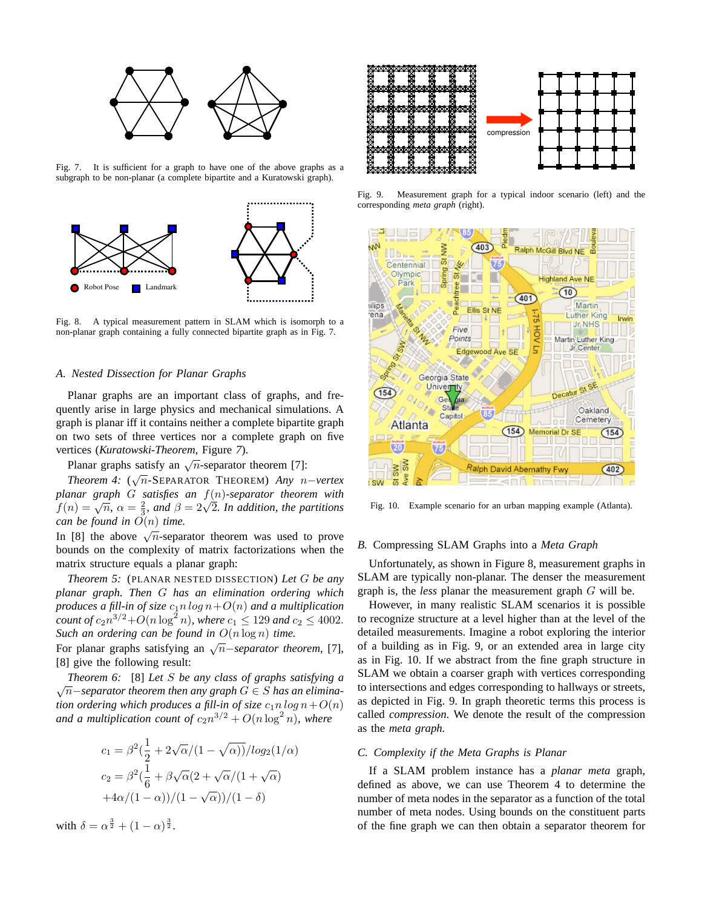Fig. 7. It is sufficient for a graph to have one of the above graphs as a subgraph to be non-planar (a complete bipartite and a Kuratowski graph).

Fig. 8. A typical measurement pattern in SLAM which is isomorph to a non-planar graph containing a fully connected bipartite graph as in Fig. 7.

### A. Nested Dissection for Planar Graphs

Planar graphs are an important class of graphs, and frequently arise in large physics and mechanical simulations. A graph is planar iff it contains neither a complete bipartite graph on two sets of three vertices nor a complete graph on five vertices (*Kuratowski-Theorem*, Figure *7*).

Planar graphs satisfy an $\sqrt{n}$-separator theorem [7]:

*Theorem 4:* ($\sqrt{n}$-SEPARATOR THEOREM) *Any $n-$vertex planar graph $G$ satisfies an $f(n)$-separator theorem with $f(n) = \sqrt{n}$, $\alpha = \frac{2}{3}$, and $\beta = 2\sqrt{2}$. In addition, the partitions can be found in $O(n)$ time.*

In [8] the above $\sqrt{n}$-separator theorem was used to prove bounds on the complexity of matrix factorizations when the matrix structure equals a planar graph:

*Theorem 5:* (PLANAR NESTED DISSECTION) *Let $G$ be any planar graph. Then $G$ has an elimination ordering which produces a fill-in of size $c_1 n \log n + O(n)$ and a multiplication count of $c_2 n^{3/2} + O(n \log^2 n)$, where $c_1 \leq 129$ and $c_2 \leq 4002$. Such an ordering can be found in $O(n \log n)$ time.*

For planar graphs satisfying an $\sqrt{n}-$*separator theorem*, [7], [8] give the following result:

*Theorem 6:* [8] *Let $S$ be any class of graphs satisfying a $\sqrt{n}-$separator theorem then any graph $G \in S$ has an elimination ordering which produces a fill-in of size $c_1 n \log n + O(n)$ and a multiplication count of $c_2 n^{3/2} + O(n \log^2 n)$, where*

$$
\begin{aligned}
c_1 &= \beta^2 (\frac{1}{2} + 2\sqrt{\alpha}/(1 - \sqrt{\alpha}))/log_2(1/\alpha) \\
c_2 &= \beta^2 (\frac{1}{6} + \beta\sqrt{\alpha}(2 + \sqrt{\alpha}/(1 + \sqrt{\alpha}) \\
&+ 4\alpha/(1 - \alpha))/(1 - \sqrt{\alpha}))/(1 - \delta)
\end{aligned}
$$

with $\delta = \alpha^{\frac{3}{2}} + (1 - \alpha)^{\frac{3}{2}}$.

Fig. 9. Measurement graph for a typical indoor scenario (left) and the corresponding *meta graph* (right).

Fig. 10. Example scenario for an urban mapping example (Atlanta).

### B. Compressing SLAM Graphs into a *Meta Graph*

Unfortunately, as shown in Figure 8, measurement graphs in SLAM are typically non-planar. The denser the measurement graph is, the *less* planar the measurement graph $G$ will be.

However, in many realistic SLAM scenarios it is possible to recognize structure at a level higher than at the level of the detailed measurements. Imagine a robot exploring the interior of a building as in Fig. 9, or an extended area in large city as in Fig. 10. If we abstract from the fine graph structure in SLAM we obtain a coarser graph with vertices corresponding to intersections and edges corresponding to hallways or streets, as depicted in Fig. 9. In graph theoretic terms this process is called *compression*. We denote the result of the compression as the *meta graph.*

### C. Complexity if the Meta Graphs is Planar

If a SLAM problem instance has a *planar meta* graph, defined as above, we can use Theorem 4 to determine the number of meta nodes in the separator as a function of the total number of meta nodes. Using bounds on the constituent parts of the fine graph we can then obtain a separator theorem for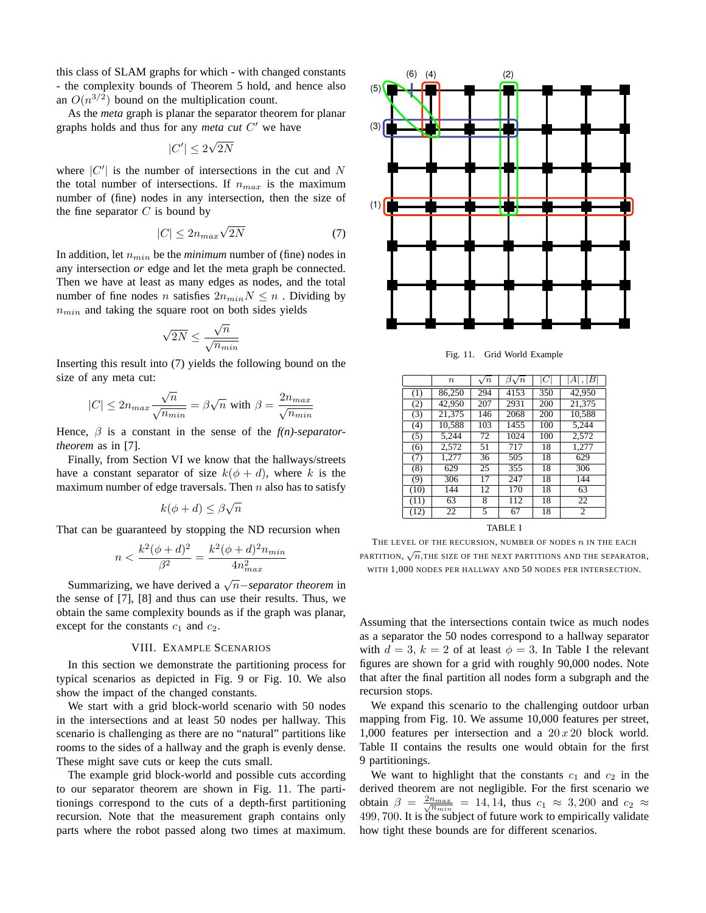this class of SLAM graphs for which - with changed constants - the complexity bounds of Theorem 5 hold, and hence also an $O(n^{3/2})$ bound on the multiplication count.

As the *meta* graph is planar the separator theorem for planar graphs holds and thus for any *meta cut* $C'$ we have

$$|C'| \leq 2\sqrt{2N}$$

where $|C'|$ is the number of intersections in the cut and $N$ the total number of intersections. If $n_{max}$ is the maximum number of (fine) nodes in any intersection, then the size of the fine separator $C$ is bound by

$$|C| \leq 2n_{max}\sqrt{2N} \tag{7}$$

In addition, let $n_{min}$ be the *minimum* number of (fine) nodes in any intersection *or* edge and let the meta graph be connected. Then we have at least as many edges as nodes, and the total number of fine nodes $n$ satisfies $2n_{min}N \leq n$ . Dividing by $n_{min}$ and taking the square root on both sides yields

$$\sqrt{2N} \leq \frac{\sqrt{n}}{\sqrt{n_{min}}}$$

Inserting this result into (7) yields the following bound on the size of any meta cut:

$$|C| \leq 2n_{max}\frac{\sqrt{n}}{\sqrt{n_{min}}} = \beta\sqrt{n} \text{ with } \beta = \frac{2n_{max}}{\sqrt{n_{min}}}$$

Hence, $\beta$ is a constant in the sense of the ***f(n)-separator-theorem*** as in [7].

Finally, from Section VI we know that the hallways/streets have a constant separator of size $k(\phi + d)$, where $k$ is the maximum number of edge traversals. Then $n$ also has to satisfy

$$k(\phi + d) \leq \beta\sqrt{n}$$

That can be guaranteed by stopping the ND recursion when

$$n < \frac{k^2(\phi + d)^2}{\beta^2} = \frac{k^2(\phi + d)^2 n_{min}}{4n_{max}^2}$$

Summarizing, we have derived a $\sqrt{n}$*−separator theorem* in the sense of [7], [8] and thus can use their results. Thus, we obtain the same complexity bounds as if the graph was planar, except for the constants $c_1$ and $c_2$.

## VIII. Example Scenarios

In this section we demonstrate the partitioning process for typical scenarios as depicted in Fig. 9 or Fig. 10. We also show the impact of the changed constants.

We start with a grid block-world scenario with 50 nodes in the intersections and at least 50 nodes per hallway. This scenario is challenging as there are no "natural" partitions like rooms to the sides of a hallway and the graph is evenly dense. These might save cuts or keep the cuts small.

The example grid block-world and possible cuts according to our separator theorem are shown in Fig. 11. The partitionings correspond to the cuts of a depth-first partitioning recursion. Note that the measurement graph contains only parts where the robot passed along two times at maximum.

Fig. 11. Grid World Example

| | $n$ | $\sqrt{n}$ | $\beta\sqrt{n}$ | $\|C\|$ | $\|A\|, \|B\|$ |
|---|---|---|---|---|---|
| (1) | 86,250 | 294 | 4153 | 350 | 42,950 |
| (2) | 42,950 | 207 | 2931 | 200 | 21,375 |
| (3) | 21,375 | 146 | 2068 | 200 | 10,588 |
| (4) | 10,588 | 103 | 1455 | 100 | 5,244 |
| (5) | 5,244 | 72 | 1024 | 100 | 2,572 |
| (6) | 2,572 | 51 | 717 | 18 | 1,277 |
| (7) | 1,277 | 36 | 505 | 18 | 629 |
| (8) | 629 | 25 | 355 | 18 | 306 |
| (9) | 306 | 17 | 247 | 18 | 144 |
| (10) | 144 | 12 | 170 | 18 | 63 |
| (11) | 63 | 8 | 112 | 18 | 22 |
| (12) | 22 | 5 | 67 | 18 | 2 |

TABLE I

The level of the recursion, number of nodes $n$ in the each partition, $\sqrt{n}$,the size of the next partitions and the separator, with 1,000 nodes per hallway and 50 nodes per intersection.

Assuming that the intersections contain twice as much nodes as a separator the 50 nodes correspond to a hallway separator with $d = 3$, $k = 2$ of at least $\phi = 3$. In Table I the relevant figures are shown for a grid with roughly 90,000 nodes. Note that after the final partition all nodes form a subgraph and the recursion stops.

We expand this scenario to the challenging outdoor urban mapping from Fig. 10. We assume 10,000 features per street, 1,000 features per intersection and a $20\,x\,20$ block world. Table II contains the results one would obtain for the first 9 partitionings.

We want to highlight that the constants $c_1$ and $c_2$ in the derived theorem are not negligible. For the first scenario we obtain $\beta = \frac{2n_{max}}{\sqrt{n_{min}}} = 14,14$, thus $c_1 \approx 3,200$ and $c_2 \approx 499,700$. It is the subject of future work to empirically validate how tight these bounds are for different scenarios.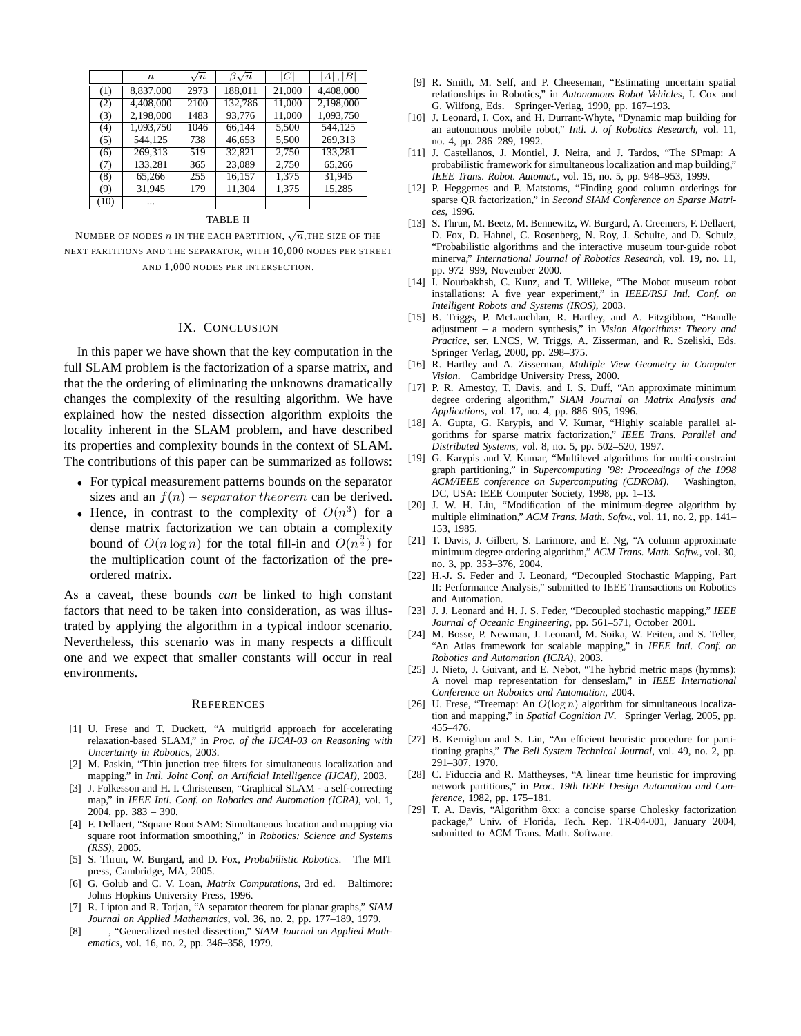| | $n$ | $\sqrt{n}$ | $\beta\sqrt{n}$ | $\lvert C \rvert$ | $\lvert A \rvert, \lvert B \rvert$ |
|---|---|---|---|---|---|
| (1) | 8,837,000 | 2973 | 188,011 | 21,000 | 4,408,000 |
| (2) | 4,408,000 | 2100 | 132,786 | 11,000 | 2,198,000 |
| (3) | 2,198,000 | 1483 | 93,776 | 11,000 | 1,093,750 |
| (4) | 1,093,750 | 1046 | 66,144 | 5,500 | 544,125 |
| (5) | 544,125 | 738 | 46,653 | 5,500 | 269,313 |
| (6) | 269,313 | 519 | 32,821 | 2,750 | 133,281 |
| (7) | 133,281 | 365 | 23,089 | 2,750 | 65,266 |
| (8) | 65,266 | 255 | 16,157 | 1,375 | 31,945 |
| (9) | 31,945 | 179 | 11,304 | 1,375 | 15,285 |
| (10) | ... | | | | |

TABLE II

NUMBER OF NODES $n$ IN THE EACH PARTITION, $\sqrt{n}$,THE SIZE OF THE NEXT PARTITIONS AND THE SEPARATOR, WITH 10,000 NODES PER STREET AND 1,000 NODES PER INTERSECTION.

## IX. CONCLUSION

In this paper we have shown that the key computation in the full SLAM problem is the factorization of a sparse matrix, and that the the ordering of eliminating the unknowns dramatically changes the complexity of the resulting algorithm. We have explained how the nested dissection algorithm exploits the locality inherent in the SLAM problem, and have described its properties and complexity bounds in the context of SLAM. The contributions of this paper can be summarized as follows:

- For typical measurement patterns bounds on the separator sizes and an $f(n) - separator\,theorem$ can be derived.
- Hence, in contrast to the complexity of $O(n^3)$ for a dense matrix factorization we can obtain a complexity bound of $O(n \log n)$ for the total fill-in and $O(n^{\frac{3}{2}})$ for the multiplication count of the factorization of the pre-ordered matrix.

As a caveat, these bounds *can* be linked to high constant factors that need to be taken into consideration, as was illustrated by applying the algorithm in a typical indoor scenario. Nevertheless, this scenario was in many respects a difficult one and we expect that smaller constants will occur in real environments.

## REFERENCES

[1] U. Frese and T. Duckett, "A multigrid approach for accelerating relaxation-based SLAM," in *Proc. of the IJCAI-03 on Reasoning with Uncertainty in Robotics*, 2003.

[2] M. Paskin, "Thin junction tree filters for simultaneous localization and mapping," in *Intl. Joint Conf. on Artificial Intelligence (IJCAI)*, 2003.

[3] J. Folkesson and H. I. Christensen, "Graphical SLAM - a self-correcting map," in *IEEE Intl. Conf. on Robotics and Automation (ICRA)*, vol. 1, 2004, pp. 383 – 390.

[4] F. Dellaert, "Square Root SAM: Simultaneous location and mapping via square root information smoothing," in *Robotics: Science and Systems (RSS)*, 2005.

[5] S. Thrun, W. Burgard, and D. Fox, *Probabilistic Robotics*. The MIT press, Cambridge, MA, 2005.

[6] G. Golub and C. V. Loan, *Matrix Computations*, 3rd ed. Baltimore: Johns Hopkins University Press, 1996.

[7] R. Lipton and R. Tarjan, "A separator theorem for planar graphs," *SIAM Journal on Applied Mathematics*, vol. 36, no. 2, pp. 177–189, 1979.

[8] ——, "Generalized nested dissection," *SIAM Journal on Applied Mathematics*, vol. 16, no. 2, pp. 346–358, 1979.

[9] R. Smith, M. Self, and P. Cheeseman, "Estimating uncertain spatial relationships in Robotics," in *Autonomous Robot Vehicles*, I. Cox and G. Wilfong, Eds. Springer-Verlag, 1990, pp. 167–193.

[10] J. Leonard, I. Cox, and H. Durrant-Whyte, "Dynamic map building for an autonomous mobile robot," *Intl. J. of Robotics Research*, vol. 11, no. 4, pp. 286–289, 1992.

[11] J. Castellanos, J. Montiel, J. Neira, and J. Tardos, "The SPmap: A probabilistic framework for simultaneous localization and map building," *IEEE Trans. Robot. Automat.*, vol. 15, no. 5, pp. 948–953, 1999.

[12] P. Heggernes and P. Matstoms, "Finding good column orderings for sparse QR factorization," in *Second SIAM Conference on Sparse Matrices*, 1996.

[13] S. Thrun, M. Beetz, M. Bennewitz, W. Burgard, A. Creemers, F. Dellaert, D. Fox, D. Hahnel, C. Rosenberg, N. Roy, J. Schulte, and D. Schulz, "Probabilistic algorithms and the interactive museum tour-guide robot minerva," *International Journal of Robotics Research*, vol. 19, no. 11, pp. 972–999, November 2000.

[14] I. Nourbakhsh, C. Kunz, and T. Willeke, "The Mobot museum robot installations: A five year experiment," in *IEEE/RSJ Intl. Conf. on Intelligent Robots and Systems (IROS)*, 2003.

[15] B. Triggs, P. McLauchlan, R. Hartley, and A. Fitzgibbon, "Bundle adjustment – a modern synthesis," in *Vision Algorithms: Theory and Practice*, ser. LNCS, W. Triggs, A. Zisserman, and R. Szeliski, Eds. Springer Verlag, 2000, pp. 298–375.

[16] R. Hartley and A. Zisserman, *Multiple View Geometry in Computer Vision*. Cambridge University Press, 2000.

[17] P. R. Amestoy, T. Davis, and I. S. Duff, "An approximate minimum degree ordering algorithm," *SIAM Journal on Matrix Analysis and Applications*, vol. 17, no. 4, pp. 886–905, 1996.

[18] A. Gupta, G. Karypis, and V. Kumar, "Highly scalable parallel algorithms for sparse matrix factorization," *IEEE Trans. Parallel and Distributed Systems*, vol. 8, no. 5, pp. 502–520, 1997.

[19] G. Karypis and V. Kumar, "Multilevel algorithms for multi-constraint graph partitioning," in *Supercomputing '98: Proceedings of the 1998 ACM/IEEE conference on Supercomputing (CDROM)*. Washington, DC, USA: IEEE Computer Society, 1998, pp. 1–13.

[20] J. W. H. Liu, "Modification of the minimum-degree algorithm by multiple elimination," *ACM Trans. Math. Softw.*, vol. 11, no. 2, pp. 141–153, 1985.

[21] T. Davis, J. Gilbert, S. Larimore, and E. Ng, "A column approximate minimum degree ordering algorithm," *ACM Trans. Math. Softw.*, vol. 30, no. 3, pp. 353–376, 2004.

[22] H.-J. S. Feder and J. Leonard, "Decoupled Stochastic Mapping, Part II: Performance Analysis," submitted to IEEE Transactions on Robotics and Automation.

[23] J. J. Leonard and H. J. S. Feder, "Decoupled stochastic mapping," *IEEE Journal of Oceanic Engineering*, pp. 561–571, October 2001.

[24] M. Bosse, P. Newman, J. Leonard, M. Soika, W. Feiten, and S. Teller, "An Atlas framework for scalable mapping," in *IEEE Intl. Conf. on Robotics and Automation (ICRA)*, 2003.

[25] J. Nieto, J. Guivant, and E. Nebot, "The hybrid metric maps (hymms): A novel map representation for denseslam," in *IEEE International Conference on Robotics and Automation*, 2004.

[26] U. Frese, "Treemap: An $O(\log n)$ algorithm for simultaneous localization and mapping," in *Spatial Cognition IV*. Springer Verlag, 2005, pp. 455–476.

[27] B. Kernighan and S. Lin, "An efficient heuristic procedure for partitioning graphs," *The Bell System Technical Journal*, vol. 49, no. 2, pp. 291–307, 1970.

[28] C. Fiduccia and R. Mattheyses, "A linear time heuristic for improving network partitions," in *Proc. 19th IEEE Design Automation and Conference*, 1982, pp. 175–181.

[29] T. A. Davis, "Algorithm 8xx: a concise sparse Cholesky factorization package," Univ. of Florida, Tech. Rep. TR-04-001, January 2004, submitted to ACM Trans. Math. Software.